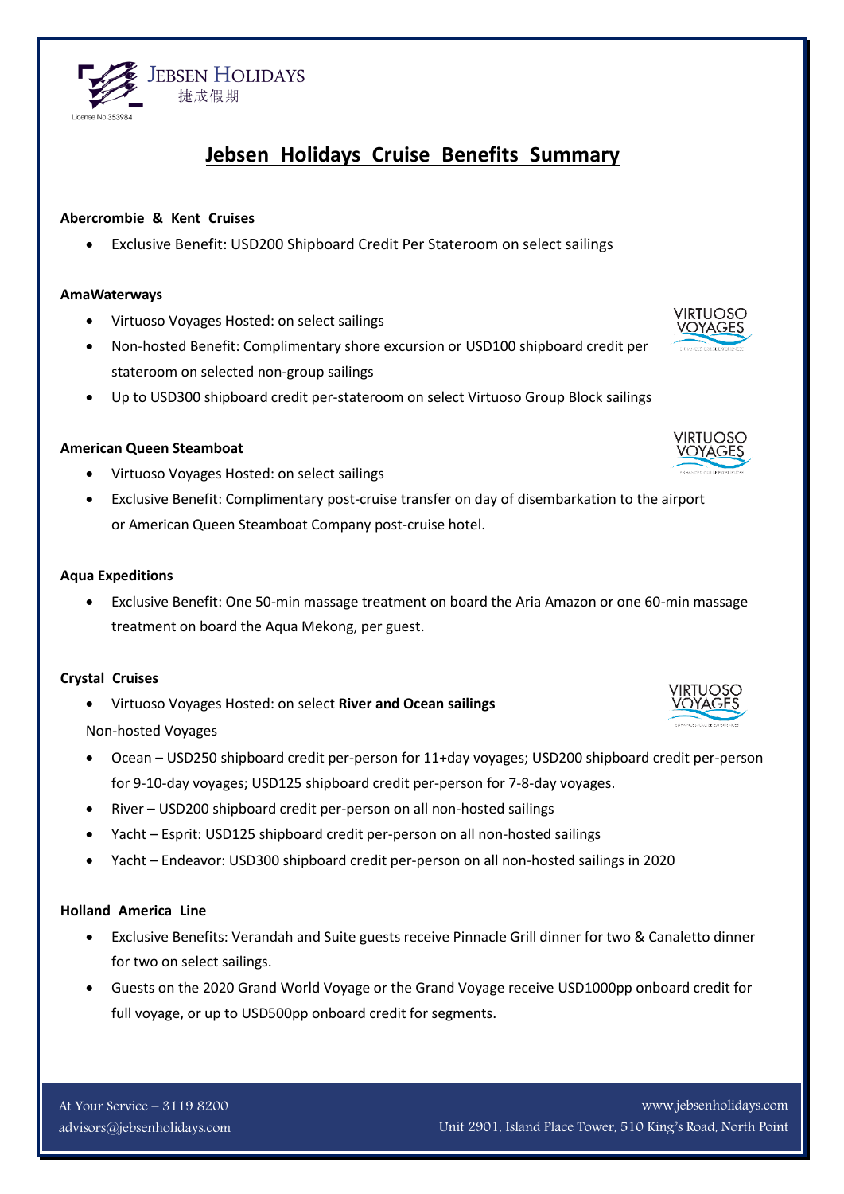JEBSEN HOLIDAYS
捷成假期
License No.353984

# Jebsen Holidays Cruise Benefits Summary

**Abercrombie & Kent Cruises**

- Exclusive Benefit: USD200 Shipboard Credit Per Stateroom on select sailings

**AmaWaterways**

- Virtuoso Voyages Hosted: on select sailings
- Non-hosted Benefit: Complimentary shore excursion or USD100 shipboard credit per stateroom on selected non-group sailings
- Up to USD300 shipboard credit per-stateroom on select Virtuoso Group Block sailings

**American Queen Steamboat**

- Virtuoso Voyages Hosted: on select sailings
- Exclusive Benefit: Complimentary post-cruise transfer on day of disembarkation to the airport or American Queen Steamboat Company post-cruise hotel.

**Aqua Expeditions**

- Exclusive Benefit: One 50-min massage treatment on board the Aria Amazon or one 60-min massage treatment on board the Aqua Mekong, per guest.

**Crystal Cruises**

- Virtuoso Voyages Hosted: on select **River and Ocean sailings**

Non-hosted Voyages

- Ocean – USD250 shipboard credit per-person for 11+day voyages; USD200 shipboard credit per-person for 9-10-day voyages; USD125 shipboard credit per-person for 7-8-day voyages.
- River – USD200 shipboard credit per-person on all non-hosted sailings
- Yacht – Esprit: USD125 shipboard credit per-person on all non-hosted sailings
- Yacht – Endeavor: USD300 shipboard credit per-person on all non-hosted sailings in 2020

**Holland America Line**

- Exclusive Benefits: Verandah and Suite guests receive Pinnacle Grill dinner for two & Canaletto dinner for two on select sailings.
- Guests on the 2020 Grand World Voyage or the Grand Voyage receive USD1000pp onboard credit for full voyage, or up to USD500pp onboard credit for segments.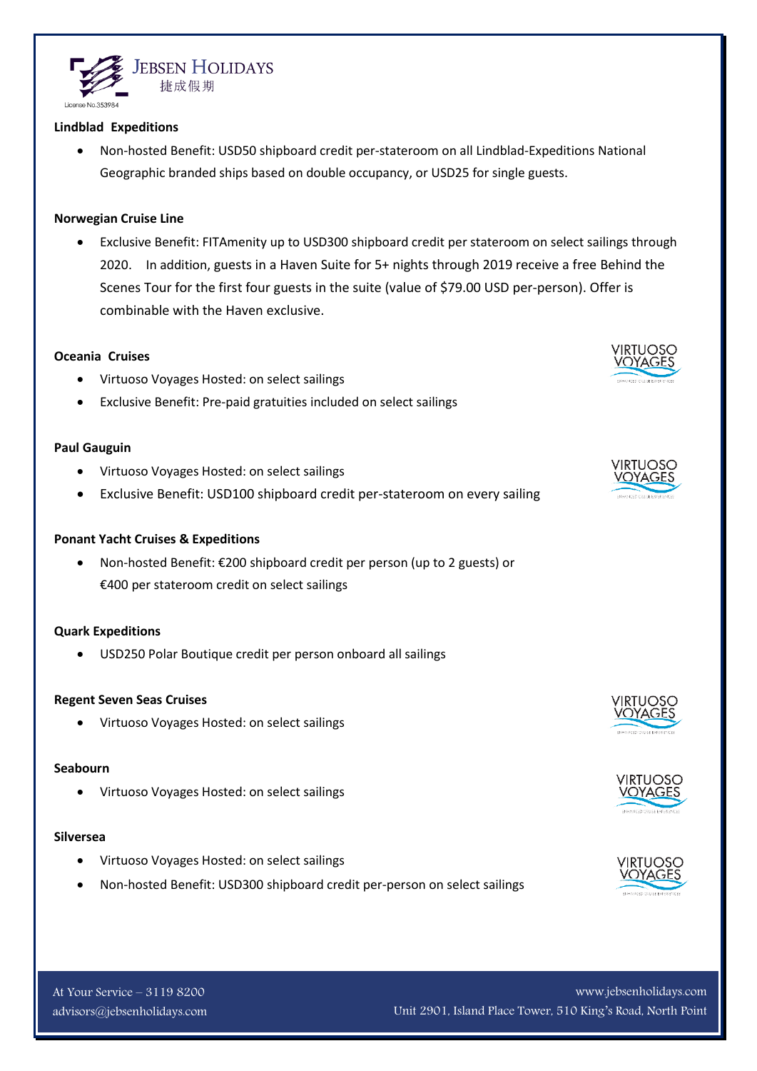**Lindblad Expeditions**

- Non-hosted Benefit: USD50 shipboard credit per-stateroom on all Lindblad-Expeditions National Geographic branded ships based on double occupancy, or USD25 for single guests.

**Norwegian Cruise Line**

- Exclusive Benefit: FITAmenity up to USD300 shipboard credit per stateroom on select sailings through 2020. In addition, guests in a Haven Suite for 5+ nights through 2019 receive a free Behind the Scenes Tour for the first four guests in the suite (value of $79.00 USD per-person). Offer is combinable with the Haven exclusive.

**Oceania Cruises**

- Virtuoso Voyages Hosted: on select sailings
- Exclusive Benefit: Pre-paid gratuities included on select sailings

**Paul Gauguin**

- Virtuoso Voyages Hosted: on select sailings
- Exclusive Benefit: USD100 shipboard credit per-stateroom on every sailing

**Ponant Yacht Cruises & Expeditions**

- Non-hosted Benefit: €200 shipboard credit per person (up to 2 guests) or €400 per stateroom credit on select sailings

**Quark Expeditions**

- USD250 Polar Boutique credit per person onboard all sailings

**Regent Seven Seas Cruises**

- Virtuoso Voyages Hosted: on select sailings

**Seabourn**

- Virtuoso Voyages Hosted: on select sailings

**Silversea**

- Virtuoso Voyages Hosted: on select sailings
- Non-hosted Benefit: USD300 shipboard credit per-person on select sailings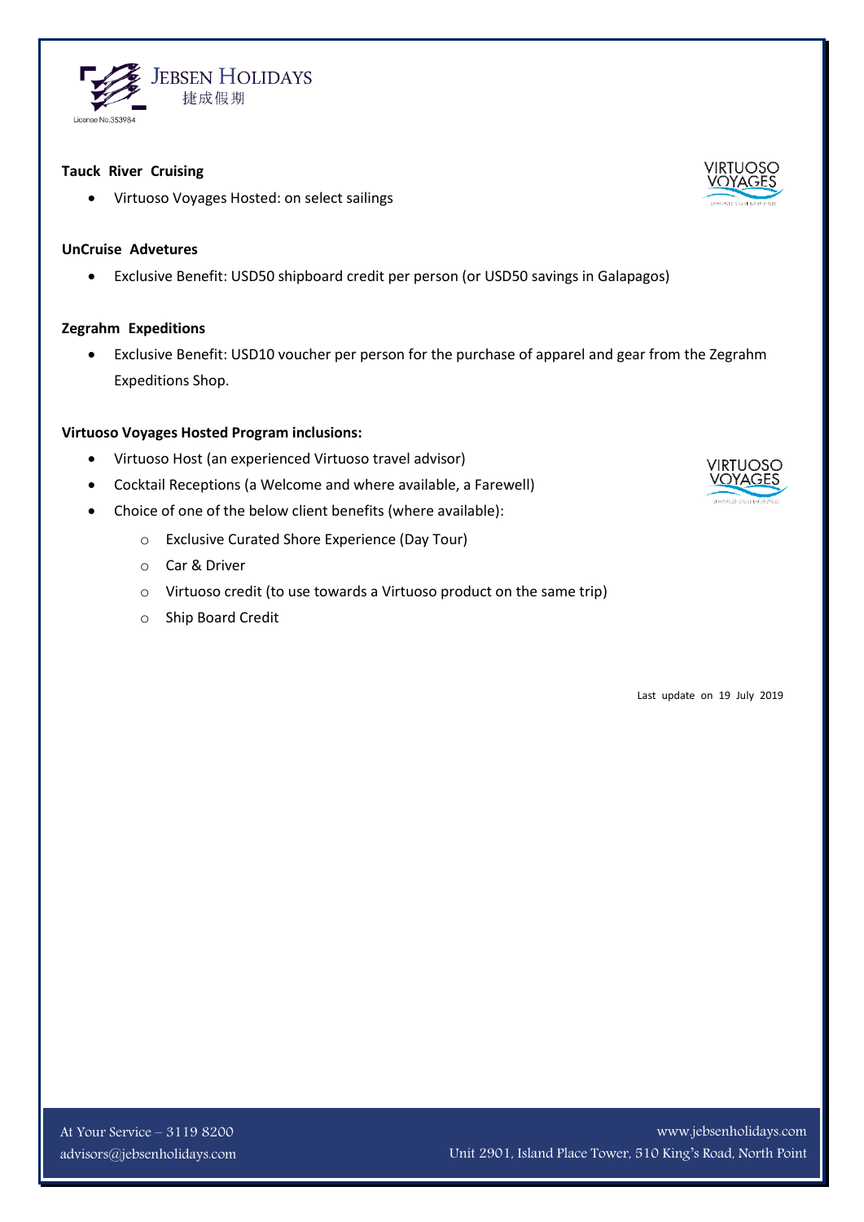**Tauck River Cruising**

- Virtuoso Voyages Hosted: on select sailings

**UnCruise Advetures**

- Exclusive Benefit: USD50 shipboard credit per person (or USD50 savings in Galapagos)

**Zegrahm Expeditions**

- Exclusive Benefit: USD10 voucher per person for the purchase of apparel and gear from the Zegrahm Expeditions Shop.

**Virtuoso Voyages Hosted Program inclusions:**

- Virtuoso Host (an experienced Virtuoso travel advisor)
- Cocktail Receptions (a Welcome and where available, a Farewell)
- Choice of one of the below client benefits (where available):
  - Exclusive Curated Shore Experience (Day Tour)
  - Car & Driver
  - Virtuoso credit (to use towards a Virtuoso product on the same trip)
  - Ship Board Credit

Last update on 19 July 2019